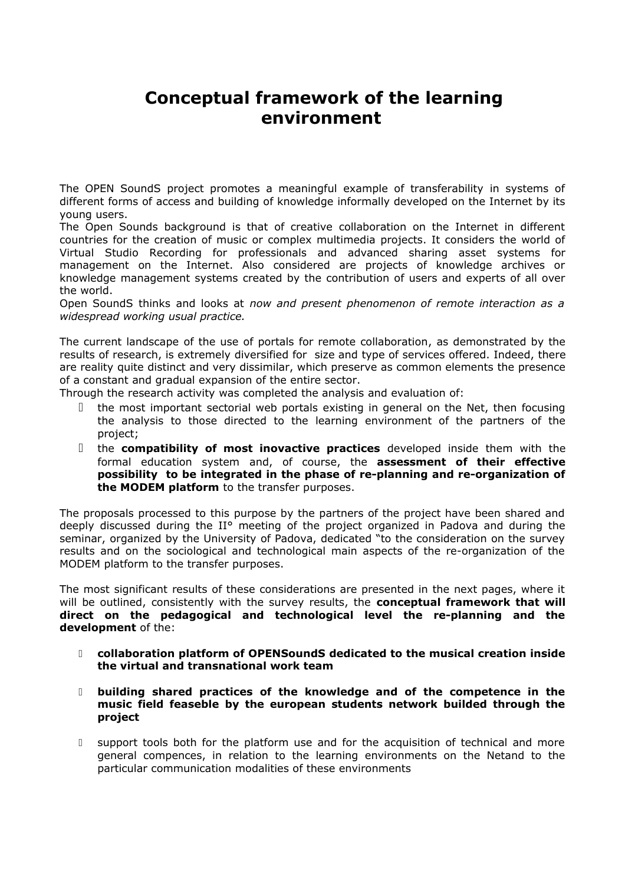# Conceptual framework of the learning environment

The OPEN SoundS project promotes a meaningful example of transferability in systems of different forms of access and building of knowledge informally developed on the Internet by its young users.

The Open Sounds background is that of creative collaboration on the Internet in different countries for the creation of music or complex multimedia projects. It considers the world of Virtual Studio Recording for professionals and advanced sharing asset systems for management on the Internet. Also considered are projects of knowledge archives or knowledge management systems created by the contribution of users and experts of all over the world.

Open SoundS thinks and looks at *now and present phenomenon of remote interaction as a widespread working usual practice.*

The current landscape of the use of portals for remote collaboration, as demonstrated by the results of research, is extremely diversified for size and type of services offered. Indeed, there are reality quite distinct and very dissimilar, which preserve as common elements the presence of a constant and gradual expansion of the entire sector.

Through the research activity was completed the analysis and evaluation of:

- the most important sectorial web portals existing in general on the Net, then focusing the analysis to those directed to the learning environment of the partners of the project;
- the **compatibility of most inovactive practices** developed inside them with the formal education system and, of course, the **assessment of their effective possibility to be integrated in the phase of re-planning and re-organization of the MODEM platform** to the transfer purposes.

The proposals processed to this purpose by the partners of the project have been shared and deeply discussed during the II° meeting of the project organized in Padova and during the seminar, organized by the University of Padova, dedicated "to the consideration on the survey results and on the sociological and technological main aspects of the re-organization of the MODEM platform to the transfer purposes.

The most significant results of these considerations are presented in the next pages, where it will be outlined, consistently with the survey results, the **conceptual framework that will direct on the pedagogical and technological level the re-planning and the development** of the:

- **collaboration platform of OPENSoundS dedicated to the musical creation inside the virtual and transnational work team**
- **building shared practices of the knowledge and of the competence in the music field feaseble by the european students network builded through the project**
- support tools both for the platform use and for the acquisition of technical and more general compences, in relation to the learning environments on the Netand to the particular communication modalities of these environments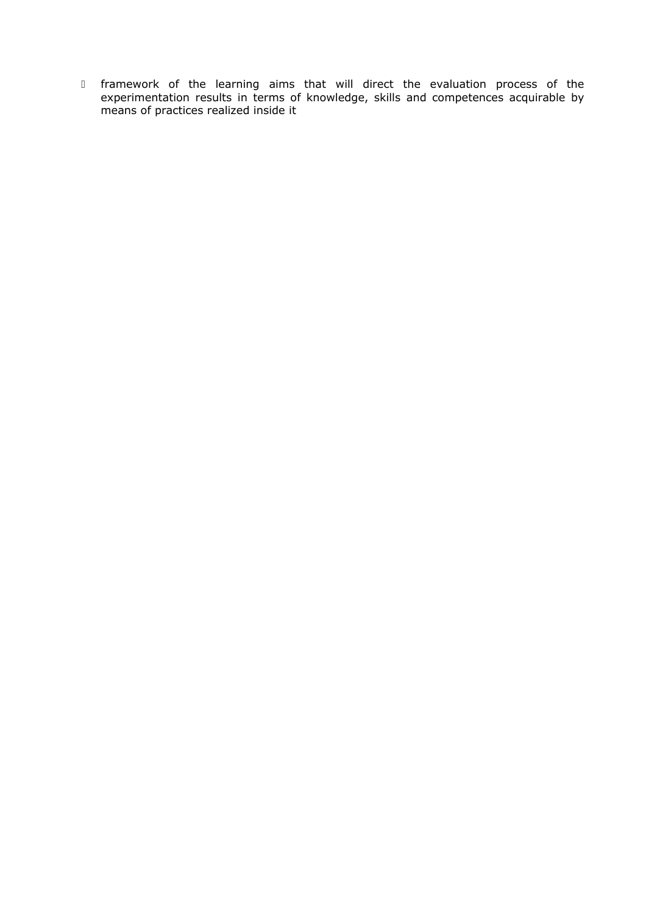- framework of the learning aims that will direct the evaluation process of the experimentation results in terms of knowledge, skills and competences acquirable by means of practices realized inside it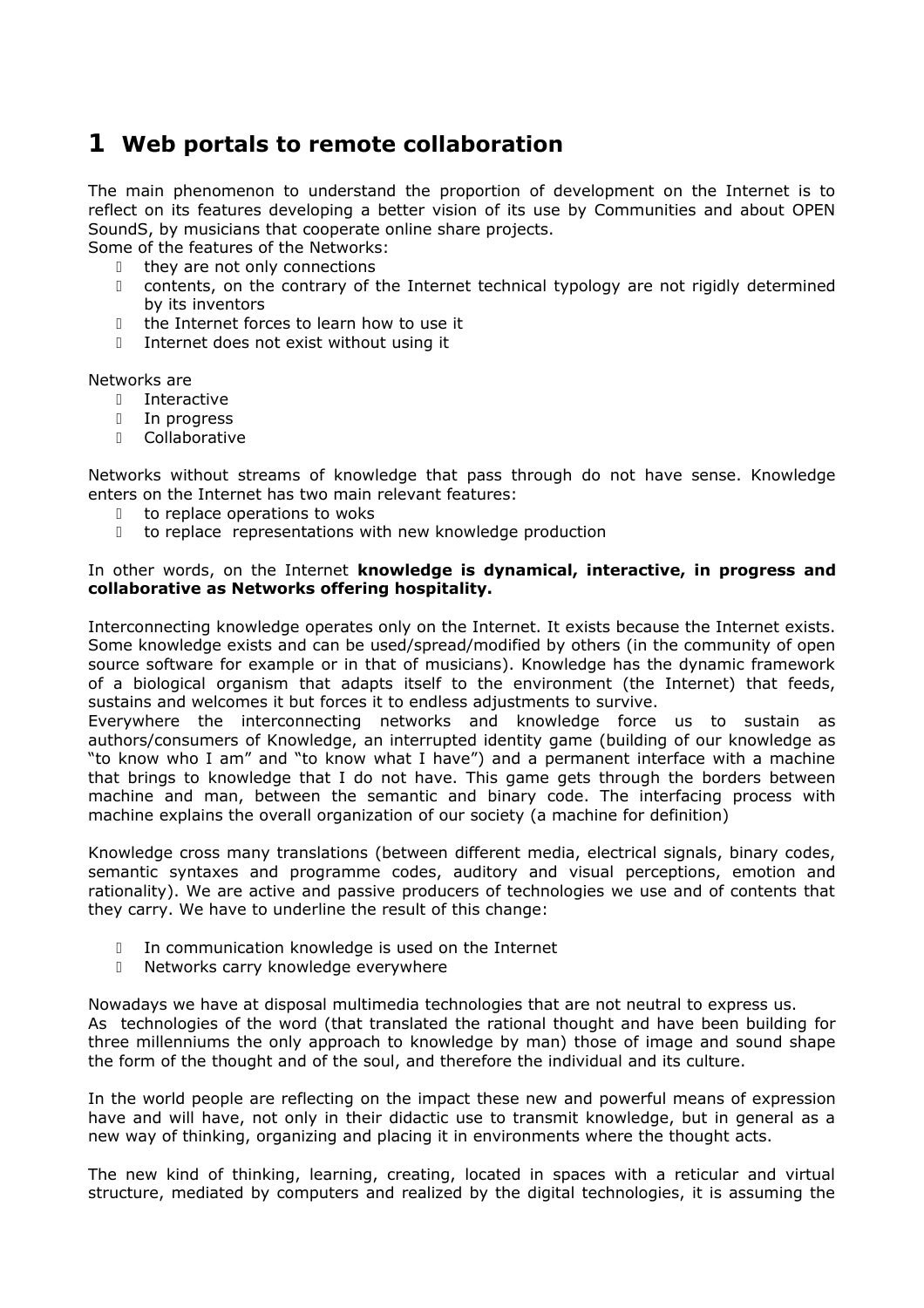# 1 Web portals to remote collaboration

The main phenomenon to understand the proportion of development on the Internet is to reflect on its features developing a better vision of its use by Communities and about OPEN SoundS, by musicians that cooperate online share projects.
Some of the features of the Networks:

- they are not only connections
- contents, on the contrary of the Internet technical typology are not rigidly determined by its inventors
- the Internet forces to learn how to use it
- Internet does not exist without using it

Networks are

- Interactive
- In progress
- Collaborative

Networks without streams of knowledge that pass through do not have sense. Knowledge enters on the Internet has two main relevant features:

- to replace operations to woks
- to replace representations with new knowledge production

In other words, on the Internet **knowledge is dynamical, interactive, in progress and collaborative as Networks offering hospitality.**

Interconnecting knowledge operates only on the Internet. It exists because the Internet exists. Some knowledge exists and can be used/spread/modified by others (in the community of open source software for example or in that of musicians). Knowledge has the dynamic framework of a biological organism that adapts itself to the environment (the Internet) that feeds, sustains and welcomes it but forces it to endless adjustments to survive.
Everywhere the interconnecting networks and knowledge force us to sustain as authors/consumers of Knowledge, an interrupted identity game (building of our knowledge as "to know who I am" and "to know what I have") and a permanent interface with a machine that brings to knowledge that I do not have. This game gets through the borders between machine and man, between the semantic and binary code. The interfacing process with machine explains the overall organization of our society (a machine for definition)

Knowledge cross many translations (between different media, electrical signals, binary codes, semantic syntaxes and programme codes, auditory and visual perceptions, emotion and rationality). We are active and passive producers of technologies we use and of contents that they carry. We have to underline the result of this change:

- In communication knowledge is used on the Internet
- Networks carry knowledge everywhere

Nowadays we have at disposal multimedia technologies that are not neutral to express us.
As technologies of the word (that translated the rational thought and have been building for three millenniums the only approach to knowledge by man) those of image and sound shape the form of the thought and of the soul, and therefore the individual and its culture.

In the world people are reflecting on the impact these new and powerful means of expression have and will have, not only in their didactic use to transmit knowledge, but in general as a new way of thinking, organizing and placing it in environments where the thought acts.

The new kind of thinking, learning, creating, located in spaces with a reticular and virtual structure, mediated by computers and realized by the digital technologies, it is assuming the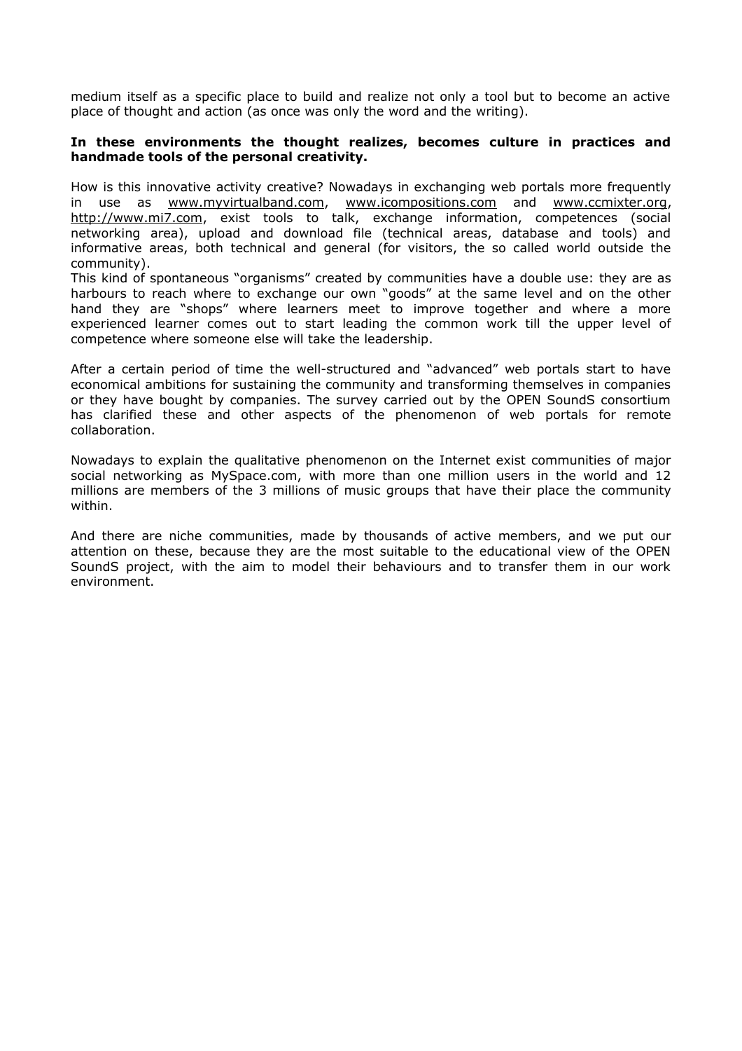medium itself as a specific place to build and realize not only a tool but to become an active place of thought and action (as once was only the word and the writing).

**In these environments the thought realizes, becomes culture in practices and handmade tools of the personal creativity.**

How is this innovative activity creative? Nowadays in exchanging web portals more frequently in use as www.myvirtualband.com, www.icompositions.com and www.ccmixter.org, http://www.mi7.com, exist tools to talk, exchange information, competences (social networking area), upload and download file (technical areas, database and tools) and informative areas, both technical and general (for visitors, the so called world outside the community).
This kind of spontaneous "organisms" created by communities have a double use: they are as harbours to reach where to exchange our own "goods" at the same level and on the other hand they are "shops" where learners meet to improve together and where a more experienced learner comes out to start leading the common work till the upper level of competence where someone else will take the leadership.

After a certain period of time the well-structured and "advanced" web portals start to have economical ambitions for sustaining the community and transforming themselves in companies or they have bought by companies. The survey carried out by the OPEN SoundS consortium has clarified these and other aspects of the phenomenon of web portals for remote collaboration.

Nowadays to explain the qualitative phenomenon on the Internet exist communities of major social networking as MySpace.com, with more than one million users in the world and 12 millions are members of the 3 millions of music groups that have their place the community within.

And there are niche communities, made by thousands of active members, and we put our attention on these, because they are the most suitable to the educational view of the OPEN SoundS project, with the aim to model their behaviours and to transfer them in our work environment.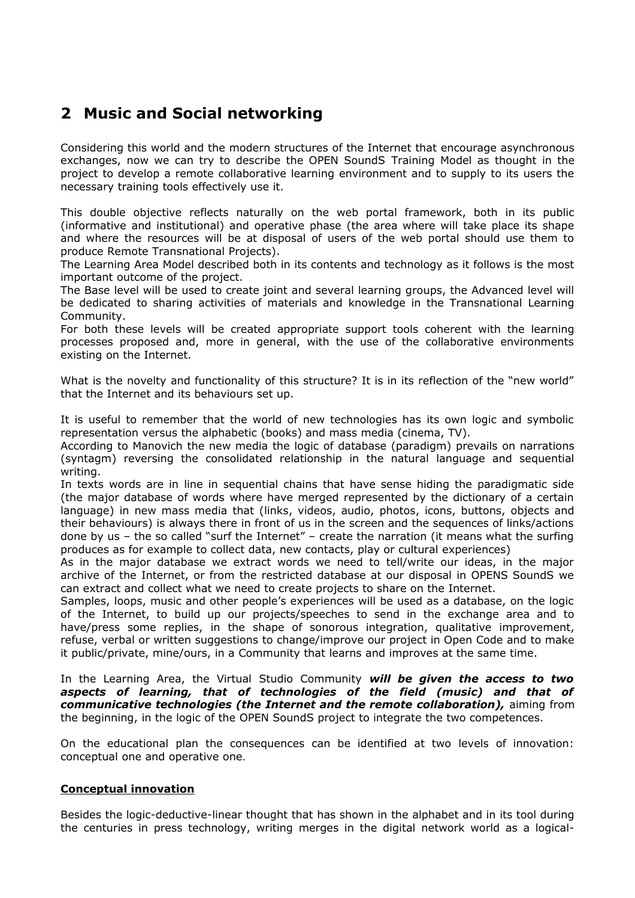## 2 Music and Social networking

Considering this world and the modern structures of the Internet that encourage asynchronous exchanges, now we can try to describe the OPEN SoundS Training Model as thought in the project to develop a remote collaborative learning environment and to supply to its users the necessary training tools effectively use it.

This double objective reflects naturally on the web portal framework, both in its public (informative and institutional) and operative phase (the area where will take place its shape and where the resources will be at disposal of users of the web portal should use them to produce Remote Transnational Projects).
The Learning Area Model described both in its contents and technology as it follows is the most important outcome of the project.
The Base level will be used to create joint and several learning groups, the Advanced level will be dedicated to sharing activities of materials and knowledge in the Transnational Learning Community.
For both these levels will be created appropriate support tools coherent with the learning processes proposed and, more in general, with the use of the collaborative environments existing on the Internet.

What is the novelty and functionality of this structure? It is in its reflection of the "new world" that the Internet and its behaviours set up.

It is useful to remember that the world of new technologies has its own logic and symbolic representation versus the alphabetic (books) and mass media (cinema, TV).
According to Manovich the new media the logic of database (paradigm) prevails on narrations (syntagm) reversing the consolidated relationship in the natural language and sequential writing.
In texts words are in line in sequential chains that have sense hiding the paradigmatic side (the major database of words where have merged represented by the dictionary of a certain language) in new mass media that (links, videos, audio, photos, icons, buttons, objects and their behaviours) is always there in front of us in the screen and the sequences of links/actions done by us – the so called "surf the Internet" – create the narration (it means what the surfing produces as for example to collect data, new contacts, play or cultural experiences)
As in the major database we extract words we need to tell/write our ideas, in the major archive of the Internet, or from the restricted database at our disposal in OPENS SoundS we can extract and collect what we need to create projects to share on the Internet.
Samples, loops, music and other people's experiences will be used as a database, on the logic of the Internet, to build up our projects/speeches to send in the exchange area and to have/press some replies, in the shape of sonorous integration, qualitative improvement, refuse, verbal or written suggestions to change/improve our project in Open Code and to make it public/private, mine/ours, in a Community that learns and improves at the same time.

In the Learning Area, the Virtual Studio Community ***will be given the access to two aspects of learning, that of technologies of the field (music) and that of communicative technologies (the Internet and the remote collaboration),*** aiming from the beginning, in the logic of the OPEN SoundS project to integrate the two competences.

On the educational plan the consequences can be identified at two levels of innovation: conceptual one and operative one.

**Conceptual innovation**

Besides the logic-deductive-linear thought that has shown in the alphabet and in its tool during the centuries in press technology, writing merges in the digital network world as a logical-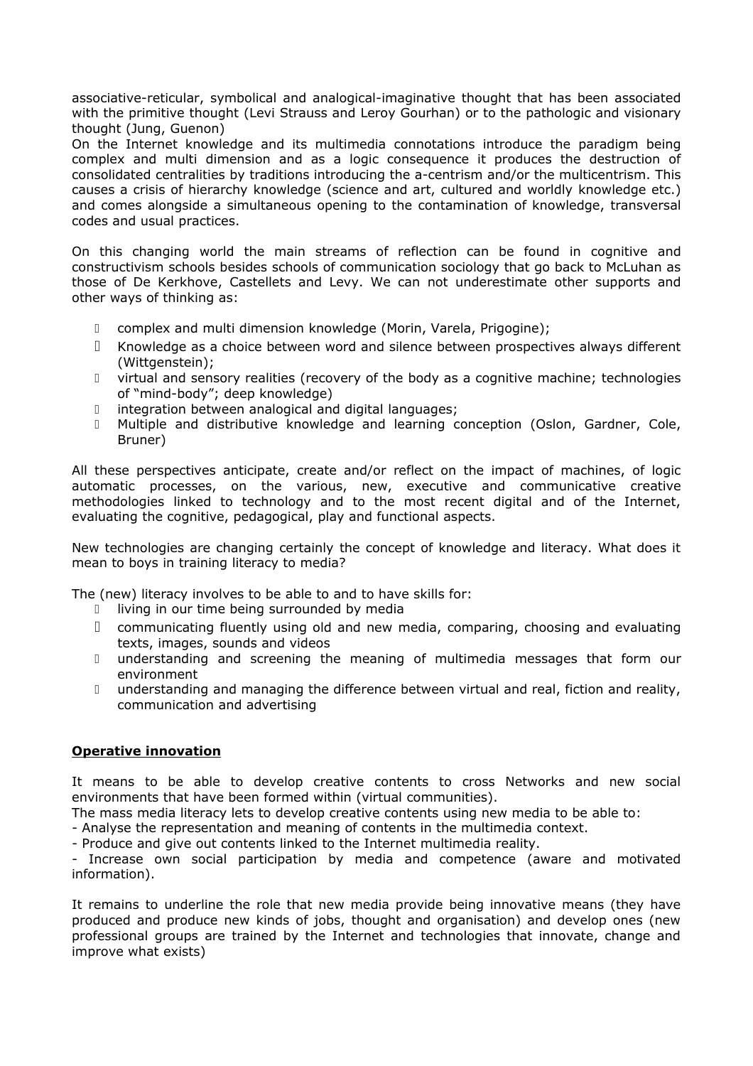associative-reticular, symbolical and analogical-imaginative thought that has been associated with the primitive thought (Levi Strauss and Leroy Gourhan) or to the pathologic and visionary thought (Jung, Guenon)
On the Internet knowledge and its multimedia connotations introduce the paradigm being complex and multi dimension and as a logic consequence it produces the destruction of consolidated centralities by traditions introducing the a-centrism and/or the multicentrism. This causes a crisis of hierarchy knowledge (science and art, cultured and worldly knowledge etc.) and comes alongside a simultaneous opening to the contamination of knowledge, transversal codes and usual practices.

On this changing world the main streams of reflection can be found in cognitive and constructivism schools besides schools of communication sociology that go back to McLuhan as those of De Kerkhove, Castellets and Levy. We can not underestimate other supports and other ways of thinking as:

- complex and multi dimension knowledge (Morin, Varela, Prigogine);
- Knowledge as a choice between word and silence between prospectives always different (Wittgenstein);
- virtual and sensory realities (recovery of the body as a cognitive machine; technologies of "mind-body"; deep knowledge)
- integration between analogical and digital languages;
- Multiple and distributive knowledge and learning conception (Oslon, Gardner, Cole, Bruner)

All these perspectives anticipate, create and/or reflect on the impact of machines, of logic automatic processes, on the various, new, executive and communicative creative methodologies linked to technology and to the most recent digital and of the Internet, evaluating the cognitive, pedagogical, play and functional aspects.

New technologies are changing certainly the concept of knowledge and literacy. What does it mean to boys in training literacy to media?

The (new) literacy involves to be able to and to have skills for:

- living in our time being surrounded by media
- communicating fluently using old and new media, comparing, choosing and evaluating texts, images, sounds and videos
- understanding and screening the meaning of multimedia messages that form our environment
- understanding and managing the difference between virtual and real, fiction and reality, communication and advertising

**Operative innovation**

It means to be able to develop creative contents to cross Networks and new social environments that have been formed within (virtual communities).
The mass media literacy lets to develop creative contents using new media to be able to:
- Analyse the representation and meaning of contents in the multimedia context.
- Produce and give out contents linked to the Internet multimedia reality.
- Increase own social participation by media and competence (aware and motivated information).

It remains to underline the role that new media provide being innovative means (they have produced and produce new kinds of jobs, thought and organisation) and develop ones (new professional groups are trained by the Internet and technologies that innovate, change and improve what exists)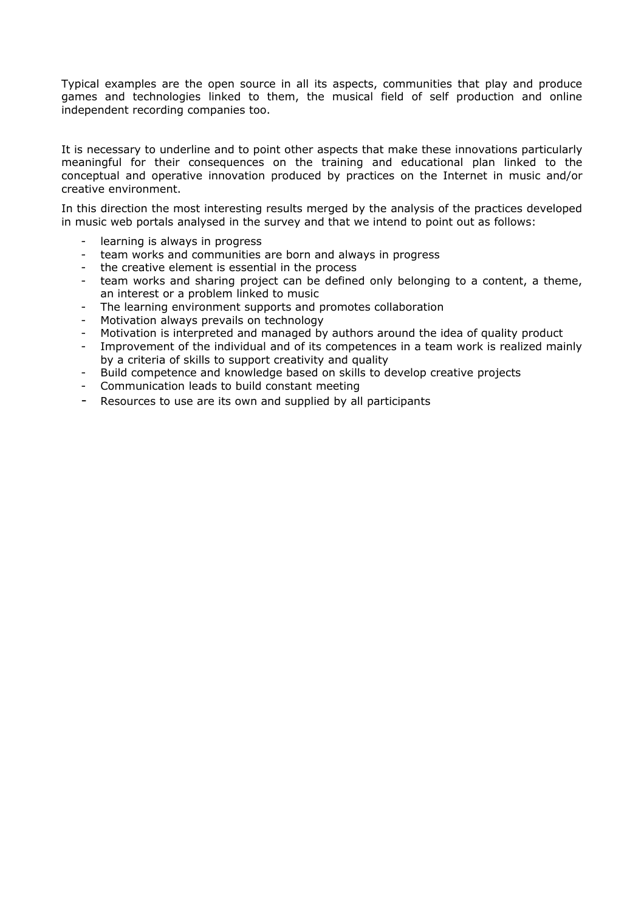Typical examples are the open source in all its aspects, communities that play and produce games and technologies linked to them, the musical field of self production and online independent recording companies too.

It is necessary to underline and to point other aspects that make these innovations particularly meaningful for their consequences on the training and educational plan linked to the conceptual and operative innovation produced by practices on the Internet in music and/or creative environment.

In this direction the most interesting results merged by the analysis of the practices developed in music web portals analysed in the survey and that we intend to point out as follows:

- learning is always in progress
- team works and communities are born and always in progress
- the creative element is essential in the process
- team works and sharing project can be defined only belonging to a content, a theme, an interest or a problem linked to music
- The learning environment supports and promotes collaboration
- Motivation always prevails on technology
- Motivation is interpreted and managed by authors around the idea of quality product
- Improvement of the individual and of its competences in a team work is realized mainly by a criteria of skills to support creativity and quality
- Build competence and knowledge based on skills to develop creative projects
- Communication leads to build constant meeting
- Resources to use are its own and supplied by all participants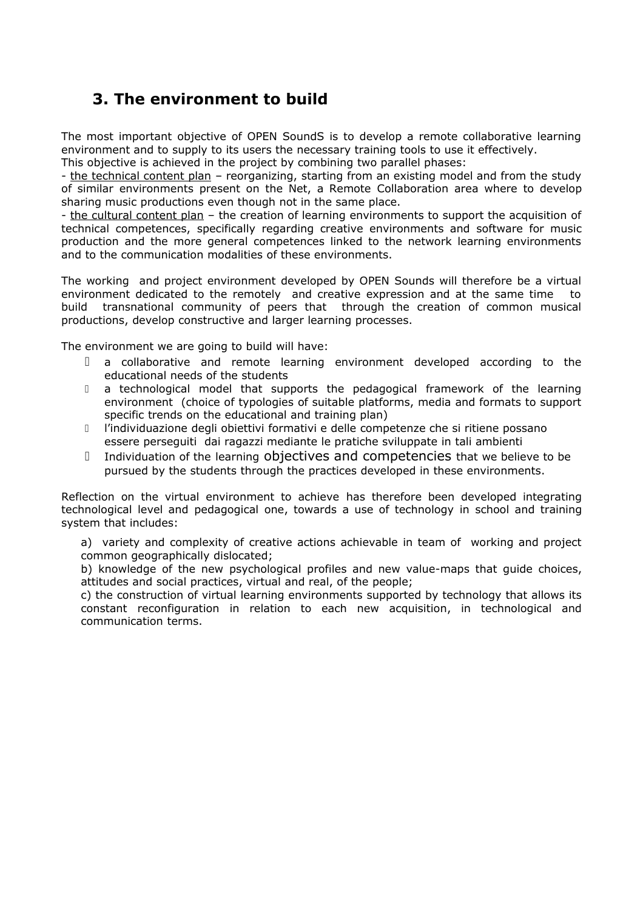## 3. The environment to build

The most important objective of OPEN SoundS is to develop a remote collaborative learning environment and to supply to its users the necessary training tools to use it effectively.
This objective is achieved in the project by combining two parallel phases:
- the technical content plan – reorganizing, starting from an existing model and from the study of similar environments present on the Net, a Remote Collaboration area where to develop sharing music productions even though not in the same place.
- the cultural content plan – the creation of learning environments to support the acquisition of technical competences, specifically regarding creative environments and software for music production and the more general competences linked to the network learning environments and to the communication modalities of these environments.

The working and project environment developed by OPEN Sounds will therefore be a virtual environment dedicated to the remotely and creative expression and at the same time to build transnational community of peers that through the creation of common musical productions, develop constructive and larger learning processes.

The environment we are going to build will have:

- a collaborative and remote learning environment developed according to the educational needs of the students
- a technological model that supports the pedagogical framework of the learning environment (choice of typologies of suitable platforms, media and formats to support specific trends on the educational and training plan)
- l'individuazione degli obiettivi formativi e delle competenze che si ritiene possano essere perseguiti dai ragazzi mediante le pratiche sviluppate in tali ambienti
- Individuation of the learning objectives and competencies that we believe to be pursued by the students through the practices developed in these environments.

Reflection on the virtual environment to achieve has therefore been developed integrating technological level and pedagogical one, towards a use of technology in school and training system that includes:

a) variety and complexity of creative actions achievable in team of working and project common geographically dislocated;
b) knowledge of the new psychological profiles and new value-maps that guide choices, attitudes and social practices, virtual and real, of the people;
c) the construction of virtual learning environments supported by technology that allows its constant reconfiguration in relation to each new acquisition, in technological and communication terms.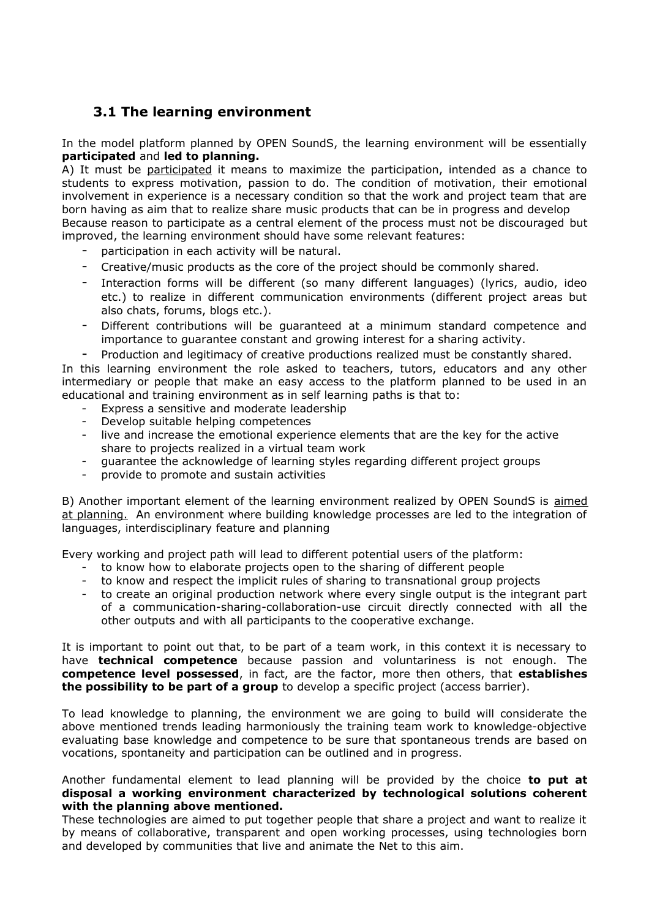### 3.1 The learning environment

In the model platform planned by OPEN SoundS, the learning environment will be essentially **participated** and **led to planning.**

A) It must be participated it means to maximize the participation, intended as a chance to students to express motivation, passion to do. The condition of motivation, their emotional involvement in experience is a necessary condition so that the work and project team that are born having as aim that to realize share music products that can be in progress and develop

Because reason to participate as a central element of the process must not be discouraged but improved, the learning environment should have some relevant features:

- participation in each activity will be natural.
- Creative/music products as the core of the project should be commonly shared.
- Interaction forms will be different (so many different languages) (lyrics, audio, ideo etc.) to realize in different communication environments (different project areas but also chats, forums, blogs etc.).
- Different contributions will be guaranteed at a minimum standard competence and importance to guarantee constant and growing interest for a sharing activity.
- Production and legitimacy of creative productions realized must be constantly shared.

In this learning environment the role asked to teachers, tutors, educators and any other intermediary or people that make an easy access to the platform planned to be used in an educational and training environment as in self learning paths is that to:

- Express a sensitive and moderate leadership
- Develop suitable helping competences
- live and increase the emotional experience elements that are the key for the active share to projects realized in a virtual team work
- guarantee the acknowledge of learning styles regarding different project groups
- provide to promote and sustain activities

B) Another important element of the learning environment realized by OPEN SoundS is aimed at planning. An environment where building knowledge processes are led to the integration of languages, interdisciplinary feature and planning

Every working and project path will lead to different potential users of the platform:

- to know how to elaborate projects open to the sharing of different people
- to know and respect the implicit rules of sharing to transnational group projects
- to create an original production network where every single output is the integrant part of a communication-sharing-collaboration-use circuit directly connected with all the other outputs and with all participants to the cooperative exchange.

It is important to point out that, to be part of a team work, in this context it is necessary to have **technical competence** because passion and voluntariness is not enough. The **competence level possessed**, in fact, are the factor, more then others, that **establishes the possibility to be part of a group** to develop a specific project (access barrier).

To lead knowledge to planning, the environment we are going to build will considerate the above mentioned trends leading harmoniously the training team work to knowledge-objective evaluating base knowledge and competence to be sure that spontaneous trends are based on vocations, spontaneity and participation can be outlined and in progress.

Another fundamental element to lead planning will be provided by the choice **to put at disposal a working environment characterized by technological solutions coherent with the planning above mentioned.**

These technologies are aimed to put together people that share a project and want to realize it by means of collaborative, transparent and open working processes, using technologies born and developed by communities that live and animate the Net to this aim.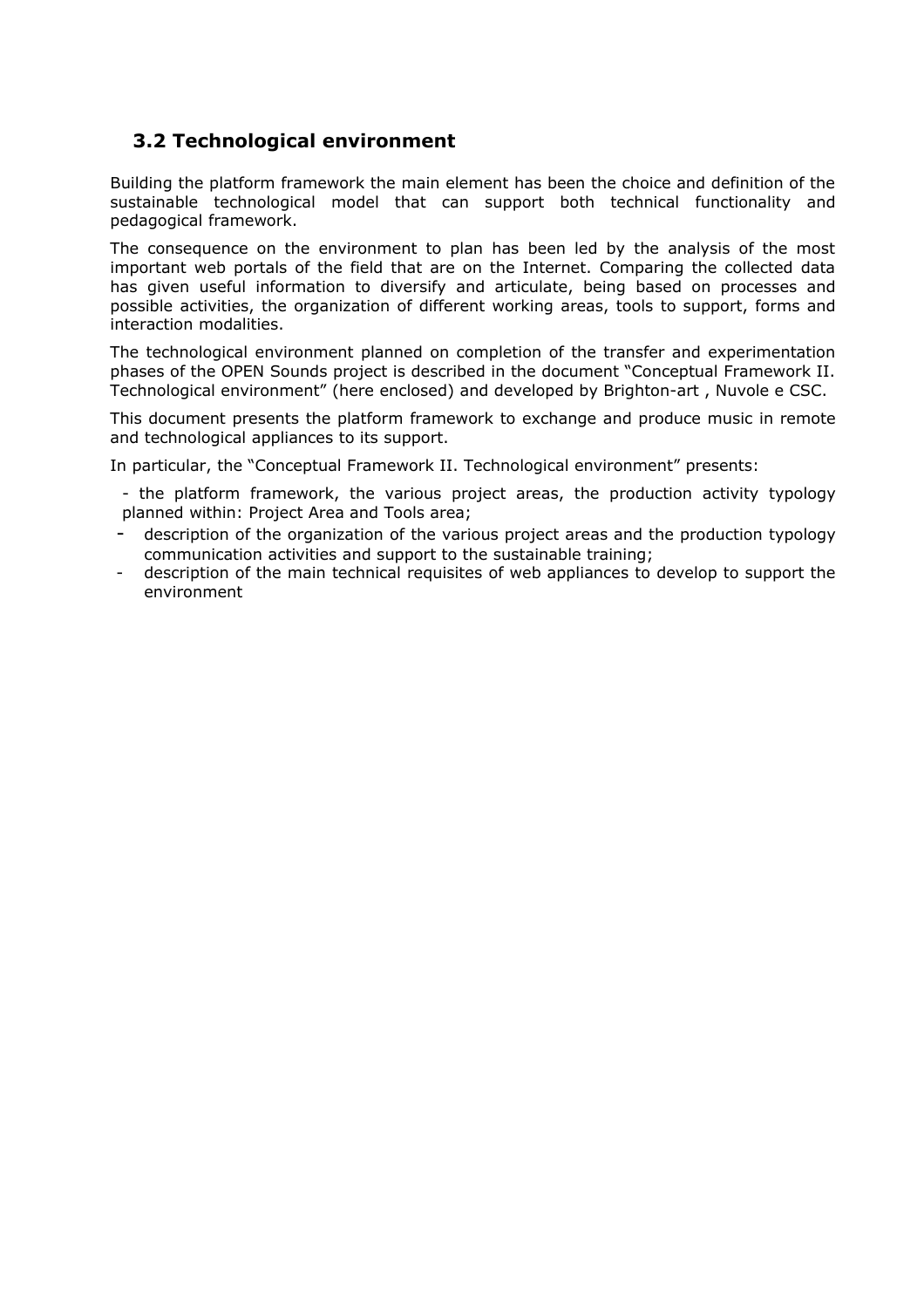## 3.2 Technological environment

Building the platform framework the main element has been the choice and definition of the sustainable technological model that can support both technical functionality and pedagogical framework.

The consequence on the environment to plan has been led by the analysis of the most important web portals of the field that are on the Internet. Comparing the collected data has given useful information to diversify and articulate, being based on processes and possible activities, the organization of different working areas, tools to support, forms and interaction modalities.

The technological environment planned on completion of the transfer and experimentation phases of the OPEN Sounds project is described in the document "Conceptual Framework II. Technological environment" (here enclosed) and developed by Brighton-art , Nuvole e CSC.

This document presents the platform framework to exchange and produce music in remote and technological appliances to its support.

In particular, the "Conceptual Framework II. Technological environment" presents:

- the platform framework, the various project areas, the production activity typology planned within: Project Area and Tools area;
- description of the organization of the various project areas and the production typology communication activities and support to the sustainable training;
- description of the main technical requisites of web appliances to develop to support the environment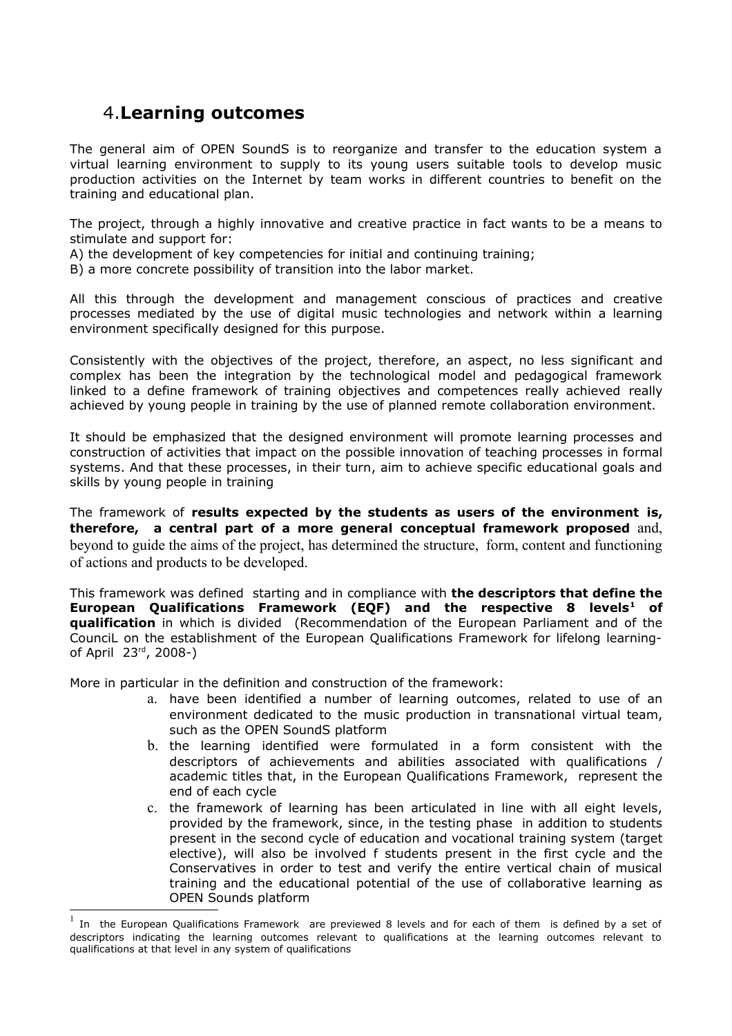# 4. **Learning outcomes**

The general aim of OPEN SoundS is to reorganize and transfer to the education system a virtual learning environment to supply to its young users suitable tools to develop music production activities on the Internet by team works in different countries to benefit on the training and educational plan.

The project, through a highly innovative and creative practice in fact wants to be a means to stimulate and support for:

A) the development of key competencies for initial and continuing training;

B) a more concrete possibility of transition into the labor market.

All this through the development and management conscious of practices and creative processes mediated by the use of digital music technologies and network within a learning environment specifically designed for this purpose.

Consistently with the objectives of the project, therefore, an aspect, no less significant and complex has been the integration by the technological model and pedagogical framework linked to a define framework of training objectives and competences really achieved really achieved by young people in training by the use of planned remote collaboration environment.

It should be emphasized that the designed environment will promote learning processes and construction of activities that impact on the possible innovation of teaching processes in formal systems. And that these processes, in their turn, aim to achieve specific educational goals and skills by young people in training

The framework of **results expected by the students as users of the environment is, therefore, a central part of a more general conceptual framework proposed** and, beyond to guide the aims of the project, has determined the structure, form, content and functioning of actions and products to be developed.

This framework was defined starting and in compliance with **the descriptors that define the European Qualifications Framework (EQF) and the respective 8 levels[1] of qualification** in which is divided (Recommendation of the European Parliament and of the CounciL on the establishment of the European Qualifications Framework for lifelong learning- of April 23rd, 2008-)

More in particular in the definition and construction of the framework:

a. have been identified a number of learning outcomes, related to use of an environment dedicated to the music production in transnational virtual team, such as the OPEN SoundS platform
b. the learning identified were formulated in a form consistent with the descriptors of achievements and abilities associated with qualifications / academic titles that, in the European Qualifications Framework, represent the end of each cycle
c. the framework of learning has been articulated in line with all eight levels, provided by the framework, since, in the testing phase in addition to students present in the second cycle of education and vocational training system (target elective), will also be involved f students present in the first cycle and the Conservatives in order to test and verify the entire vertical chain of musical training and the educational potential of the use of collaborative learning as OPEN Sounds platform

[1] In the European Qualifications Framework are previewed 8 levels and for each of them is defined by a set of descriptors indicating the learning outcomes relevant to qualifications at the learning outcomes relevant to qualifications at that level in any system of qualifications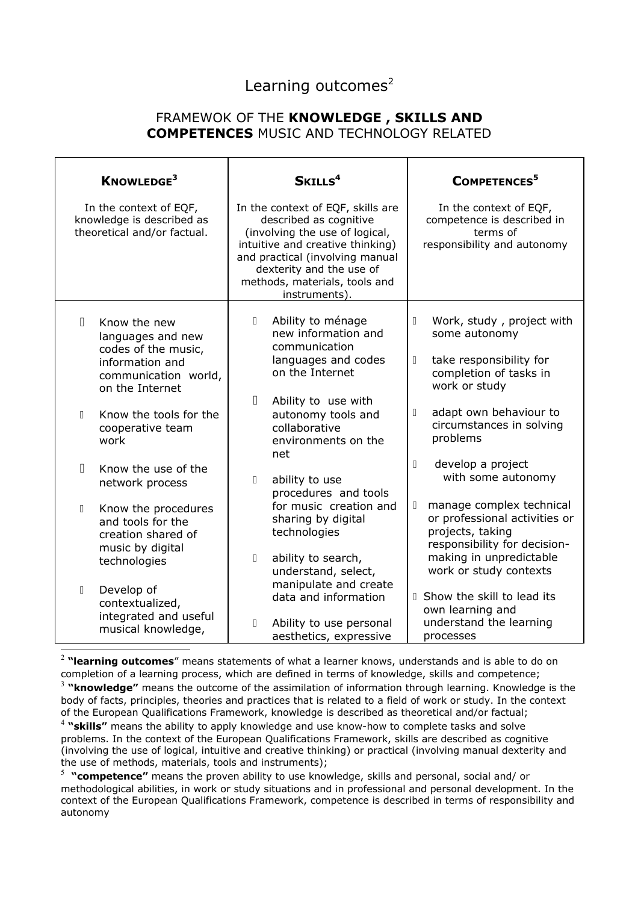# Learning outcomes[2]

## FRAMEWOK OF THE **KNOWLEDGE , SKILLS AND COMPETENCES** MUSIC AND TECHNOLOGY RELATED

| **KNOWLEDGE**[3] | **SKILLS**[4] | **COMPETENCES**[5] |
|---|---|---|
| In the context of EQF, knowledge is described as theoretical and/or factual. | In the context of EQF, skills are described as cognitive (involving the use of logical, intuitive and creative thinking) and practical (involving manual dexterity and the use of methods, materials, tools and instruments). | In the context of EQF, competence is described in terms of responsibility and autonomy |
| - Know the new languages and new codes of the music, information and communication world, on the Internet<br>- Know the tools for the cooperative team work<br>- Know the use of the network process<br>- Know the procedures and tools for the creation shared of music by digital technologies<br>- Develop of contextualized, integrated and useful musical knowledge, | - Ability to ménage new information and communication languages and codes on the Internet<br>- Ability to use with autonomy tools and collaborative environments on the net<br>- ability to use procedures and tools for music creation and sharing by digital technologies<br>- ability to search, understand, select, manipulate and create data and information<br>- Ability to use personal aesthetics, expressive | - Work, study , project with some autonomy<br>- take responsibility for completion of tasks in work or study<br>- adapt own behaviour to circumstances in solving problems<br>- develop a project with some autonomy<br>- manage complex technical or professional activities or projects, taking responsibility for decision-making in unpredictable work or study contexts<br>- Show the skill to lead its own learning and understand the learning processes |

[2] **"learning outcomes"** means statements of what a learner knows, understands and is able to do on completion of a learning process, which are defined in terms of knowledge, skills and competence;

[3] **"knowledge"** means the outcome of the assimilation of information through learning. Knowledge is the body of facts, principles, theories and practices that is related to a field of work or study. In the context of the European Qualifications Framework, knowledge is described as theoretical and/or factual;

[4] **"skills"** means the ability to apply knowledge and use know-how to complete tasks and solve problems. In the context of the European Qualifications Framework, skills are described as cognitive (involving the use of logical, intuitive and creative thinking) or practical (involving manual dexterity and the use of methods, materials, tools and instruments);

[5] **"competence"** means the proven ability to use knowledge, skills and personal, social and/ or methodological abilities, in work or study situations and in professional and personal development. In the context of the European Qualifications Framework, competence is described in terms of responsibility and autonomy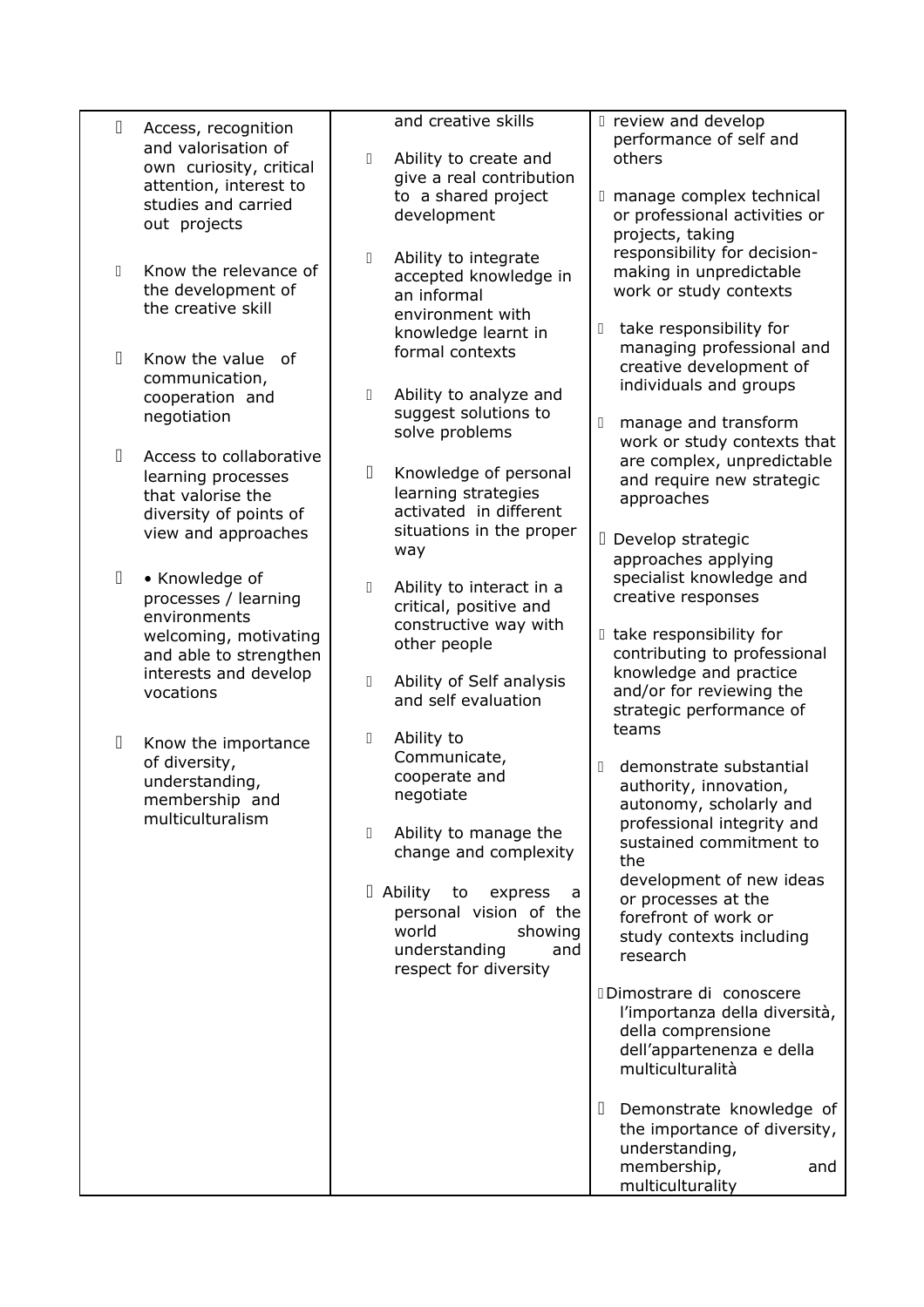| | | |
|---|---|---|
| Access, recognition and valorisation of own curiosity, critical attention, interest to studies and carried out projects<br><br>Know the relevance of the development of the creative skill<br><br>Know the value of communication, cooperation and negotiation<br><br>Access to collaborative learning processes that valorise the diversity of points of view and approaches<br><br>• Knowledge of processes / learning environments welcoming, motivating and able to strengthen interests and develop vocations<br><br>Know the importance of diversity, understanding, membership and multiculturalism | and creative skills<br><br>Ability to create and give a real contribution to a shared project development<br><br>Ability to integrate accepted knowledge in an informal environment with knowledge learnt in formal contexts<br><br>Ability to analyze and suggest solutions to solve problems<br><br>Knowledge of personal learning strategies activated in different situations in the proper way<br><br>Ability to interact in a critical, positive and constructive way with other people<br><br>Ability of Self analysis and self evaluation<br><br>Ability to Communicate, cooperate and negotiate<br><br>Ability to manage the change and complexity<br><br>Ability to express a personal vision of the world showing understanding and respect for diversity | review and develop performance of self and others<br><br>manage complex technical or professional activities or projects, taking responsibility for decision-making in unpredictable work or study contexts<br><br>take responsibility for managing professional and creative development of individuals and groups<br><br>manage and transform work or study contexts that are complex, unpredictable and require new strategic approaches<br><br>Develop strategic approaches applying specialist knowledge and creative responses<br><br>take responsibility for contributing to professional knowledge and practice and/or for reviewing the strategic performance of teams<br><br>demonstrate substantial authority, innovation, autonomy, scholarly and professional integrity and sustained commitment to the development of new ideas or processes at the forefront of work or study contexts including research<br><br>Dimostrare di conoscere l'importanza della diversità, della comprensione dell'appartenenza e della multiculturalità<br><br>Demonstrate knowledge of the importance of diversity, understanding, membership, and multiculturality |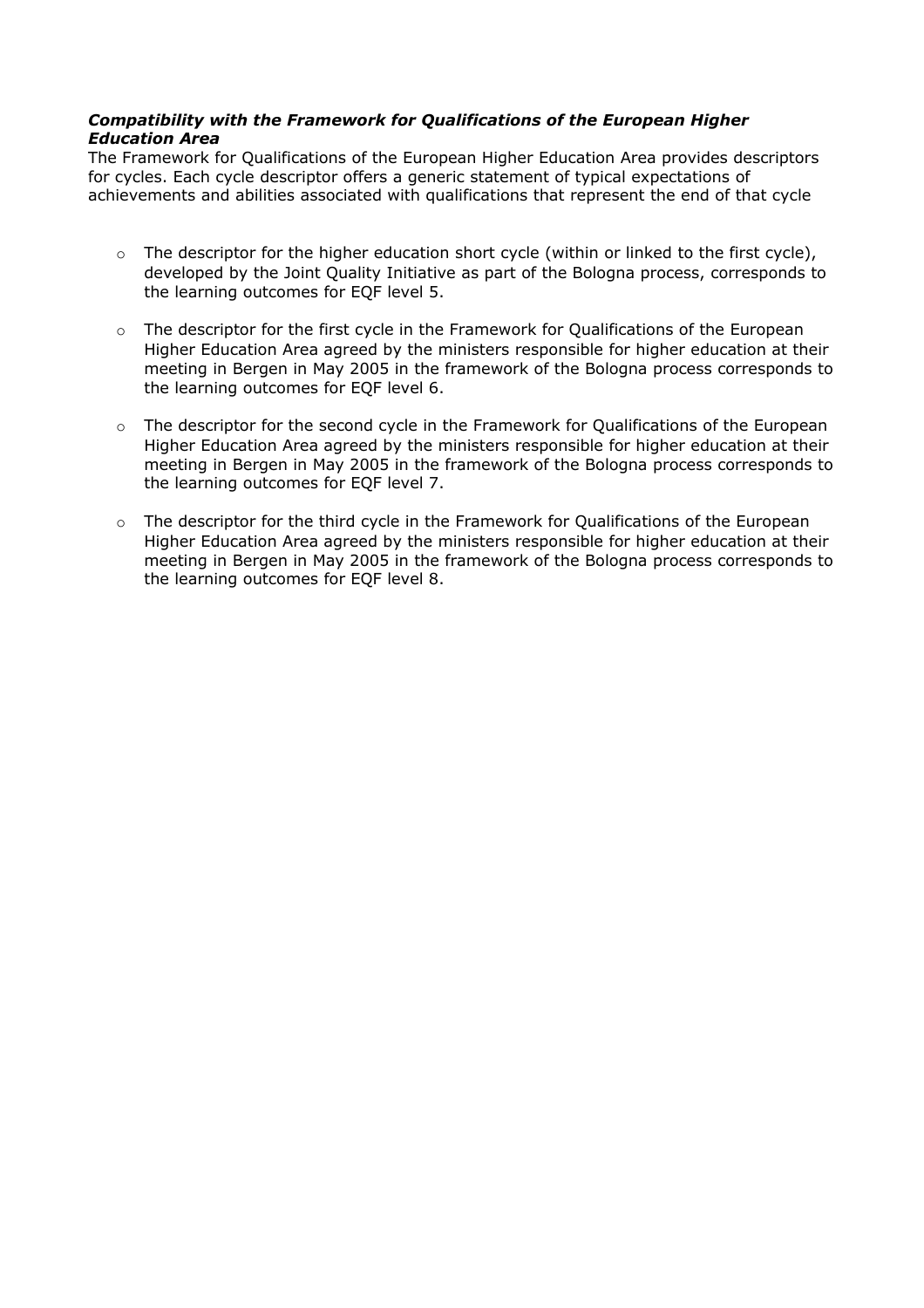***Compatibility with the Framework for Qualifications of the European Higher Education Area***

The Framework for Qualifications of the European Higher Education Area provides descriptors for cycles. Each cycle descriptor offers a generic statement of typical expectations of achievements and abilities associated with qualifications that represent the end of that cycle

- The descriptor for the higher education short cycle (within or linked to the first cycle), developed by the Joint Quality Initiative as part of the Bologna process, corresponds to the learning outcomes for EQF level 5.

- The descriptor for the first cycle in the Framework for Qualifications of the European Higher Education Area agreed by the ministers responsible for higher education at their meeting in Bergen in May 2005 in the framework of the Bologna process corresponds to the learning outcomes for EQF level 6.

- The descriptor for the second cycle in the Framework for Qualifications of the European Higher Education Area agreed by the ministers responsible for higher education at their meeting in Bergen in May 2005 in the framework of the Bologna process corresponds to the learning outcomes for EQF level 7.

- The descriptor for the third cycle in the Framework for Qualifications of the European Higher Education Area agreed by the ministers responsible for higher education at their meeting in Bergen in May 2005 in the framework of the Bologna process corresponds to the learning outcomes for EQF level 8.